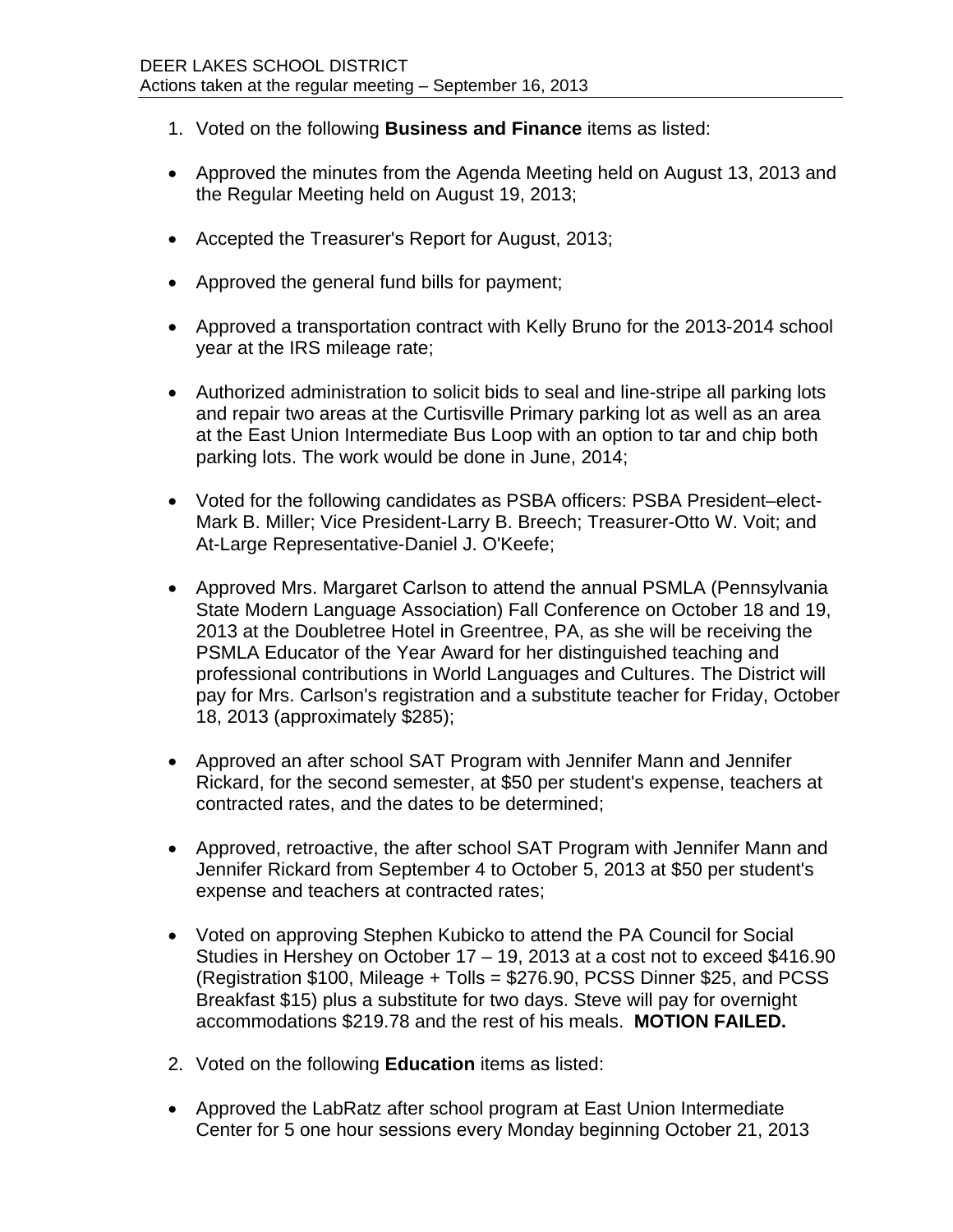DEER LAKES SCHOOL DISTRICT
Actions taken at the regular meeting – September 16, 2013

1. Voted on the following **Business and Finance** items as listed:

- Approved the minutes from the Agenda Meeting held on August 13, 2013 and the Regular Meeting held on August 19, 2013;

- Accepted the Treasurer's Report for August, 2013;

- Approved the general fund bills for payment;

- Approved a transportation contract with Kelly Bruno for the 2013-2014 school year at the IRS mileage rate;

- Authorized administration to solicit bids to seal and line-stripe all parking lots and repair two areas at the Curtisville Primary parking lot as well as an area at the East Union Intermediate Bus Loop with an option to tar and chip both parking lots. The work would be done in June, 2014;

- Voted for the following candidates as PSBA officers: PSBA President–elect-Mark B. Miller; Vice President-Larry B. Breech; Treasurer-Otto W. Voit; and At-Large Representative-Daniel J. O'Keefe;

- Approved Mrs. Margaret Carlson to attend the annual PSMLA (Pennsylvania State Modern Language Association) Fall Conference on October 18 and 19, 2013 at the Doubletree Hotel in Greentree, PA, as she will be receiving the PSMLA Educator of the Year Award for her distinguished teaching and professional contributions in World Languages and Cultures. The District will pay for Mrs. Carlson's registration and a substitute teacher for Friday, October 18, 2013 (approximately $285);

- Approved an after school SAT Program with Jennifer Mann and Jennifer Rickard, for the second semester, at $50 per student's expense, teachers at contracted rates, and the dates to be determined;

- Approved, retroactive, the after school SAT Program with Jennifer Mann and Jennifer Rickard from September 4 to October 5, 2013 at $50 per student's expense and teachers at contracted rates;

- Voted on approving Stephen Kubicko to attend the PA Council for Social Studies in Hershey on October 17 – 19, 2013 at a cost not to exceed $416.90 (Registration $100, Mileage + Tolls = $276.90, PCSS Dinner $25, and PCSS Breakfast $15) plus a substitute for two days. Steve will pay for overnight accommodations $219.78 and the rest of his meals. **MOTION FAILED.**

2. Voted on the following **Education** items as listed:

- Approved the LabRatz after school program at East Union Intermediate Center for 5 one hour sessions every Monday beginning October 21, 2013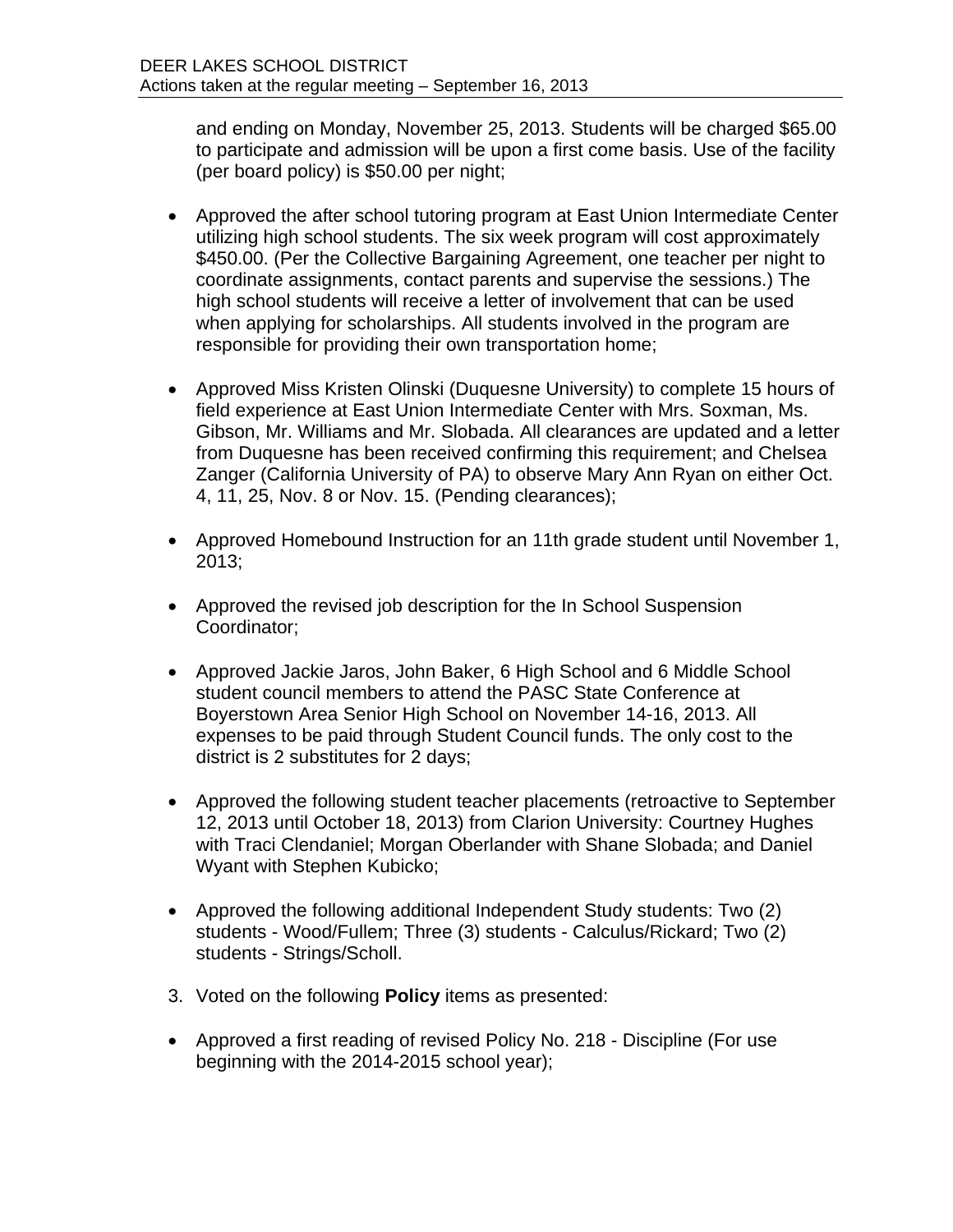and ending on Monday, November 25, 2013. Students will be charged $65.00 to participate and admission will be upon a first come basis. Use of the facility (per board policy) is $50.00 per night;

- Approved the after school tutoring program at East Union Intermediate Center utilizing high school students. The six week program will cost approximately $450.00. (Per the Collective Bargaining Agreement, one teacher per night to coordinate assignments, contact parents and supervise the sessions.) The high school students will receive a letter of involvement that can be used when applying for scholarships. All students involved in the program are responsible for providing their own transportation home;

- Approved Miss Kristen Olinski (Duquesne University) to complete 15 hours of field experience at East Union Intermediate Center with Mrs. Soxman, Ms. Gibson, Mr. Williams and Mr. Slobada. All clearances are updated and a letter from Duquesne has been received confirming this requirement; and Chelsea Zanger (California University of PA) to observe Mary Ann Ryan on either Oct. 4, 11, 25, Nov. 8 or Nov. 15. (Pending clearances);

- Approved Homebound Instruction for an 11th grade student until November 1, 2013;

- Approved the revised job description for the In School Suspension Coordinator;

- Approved Jackie Jaros, John Baker, 6 High School and 6 Middle School student council members to attend the PASC State Conference at Boyerstown Area Senior High School on November 14-16, 2013. All expenses to be paid through Student Council funds. The only cost to the district is 2 substitutes for 2 days;

- Approved the following student teacher placements (retroactive to September 12, 2013 until October 18, 2013) from Clarion University: Courtney Hughes with Traci Clendaniel; Morgan Oberlander with Shane Slobada; and Daniel Wyant with Stephen Kubicko;

- Approved the following additional Independent Study students: Two (2) students - Wood/Fullem; Three (3) students - Calculus/Rickard; Two (2) students - Strings/Scholl.

3. Voted on the following **Policy** items as presented:

- Approved a first reading of revised Policy No. 218 - Discipline (For use beginning with the 2014-2015 school year);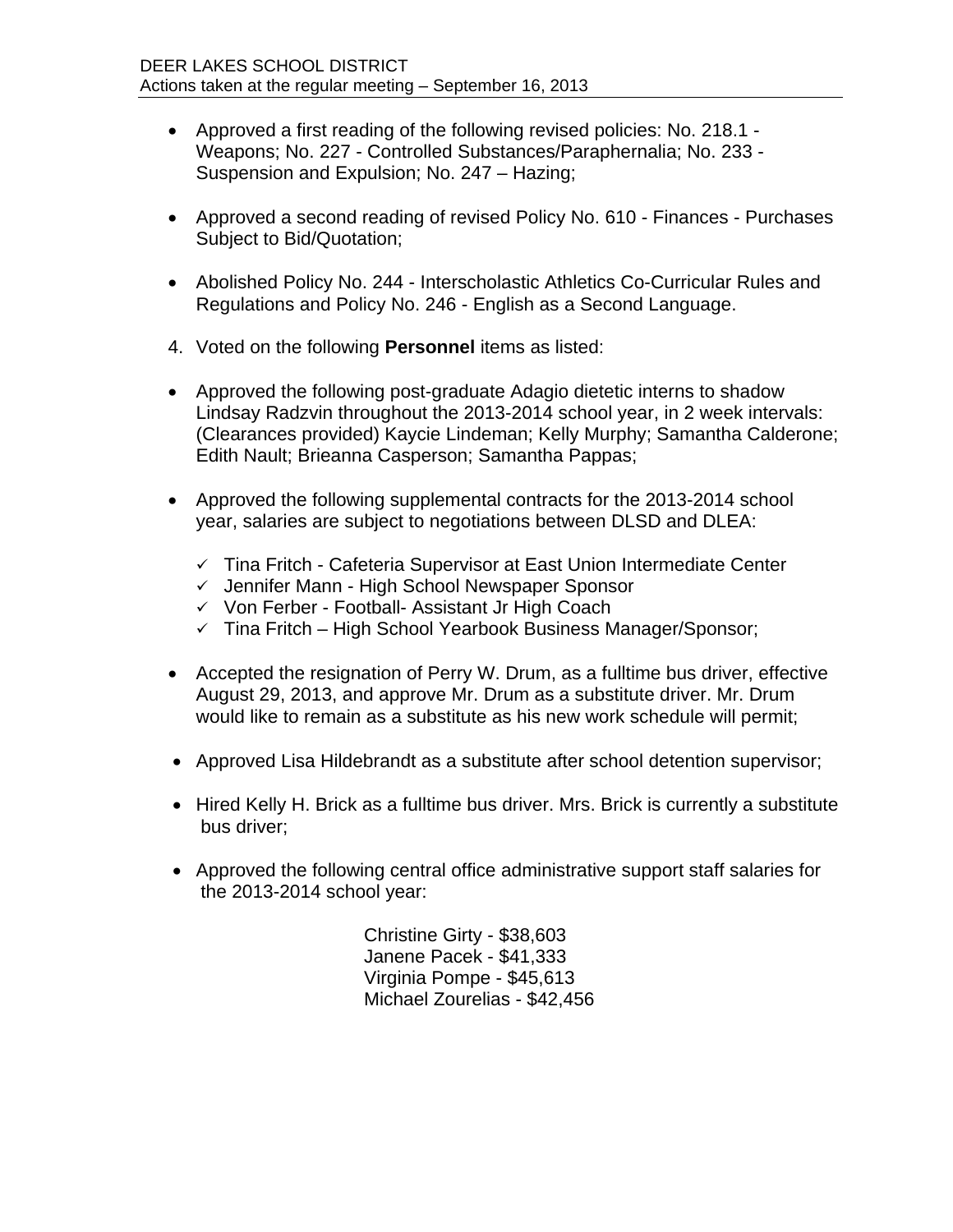- Approved a first reading of the following revised policies: No. 218.1 - Weapons; No. 227 - Controlled Substances/Paraphernalia; No. 233 - Suspension and Expulsion; No. 247 – Hazing;

- Approved a second reading of revised Policy No. 610 - Finances - Purchases Subject to Bid/Quotation;

- Abolished Policy No. 244 - Interscholastic Athletics Co-Curricular Rules and Regulations and Policy No. 246 - English as a Second Language.

4. Voted on the following **Personnel** items as listed:

- Approved the following post-graduate Adagio dietetic interns to shadow Lindsay Radzvin throughout the 2013-2014 school year, in 2 week intervals: (Clearances provided) Kaycie Lindeman; Kelly Murphy; Samantha Calderone; Edith Nault; Brieanna Casperson; Samantha Pappas;

- Approved the following supplemental contracts for the 2013-2014 school year, salaries are subject to negotiations between DLSD and DLEA:

  - ✓ Tina Fritch - Cafeteria Supervisor at East Union Intermediate Center
  - ✓ Jennifer Mann - High School Newspaper Sponsor
  - ✓ Von Ferber - Football- Assistant Jr High Coach
  - ✓ Tina Fritch – High School Yearbook Business Manager/Sponsor;

- Accepted the resignation of Perry W. Drum, as a fulltime bus driver, effective August 29, 2013, and approve Mr. Drum as a substitute driver. Mr. Drum would like to remain as a substitute as his new work schedule will permit;

- Approved Lisa Hildebrandt as a substitute after school detention supervisor;

- Hired Kelly H. Brick as a fulltime bus driver. Mrs. Brick is currently a substitute bus driver;

- Approved the following central office administrative support staff salaries for the 2013-2014 school year:

  Christine Girty - $38,603
  Janene Pacek - $41,333
  Virginia Pompe - $45,613
  Michael Zourelias - $42,456